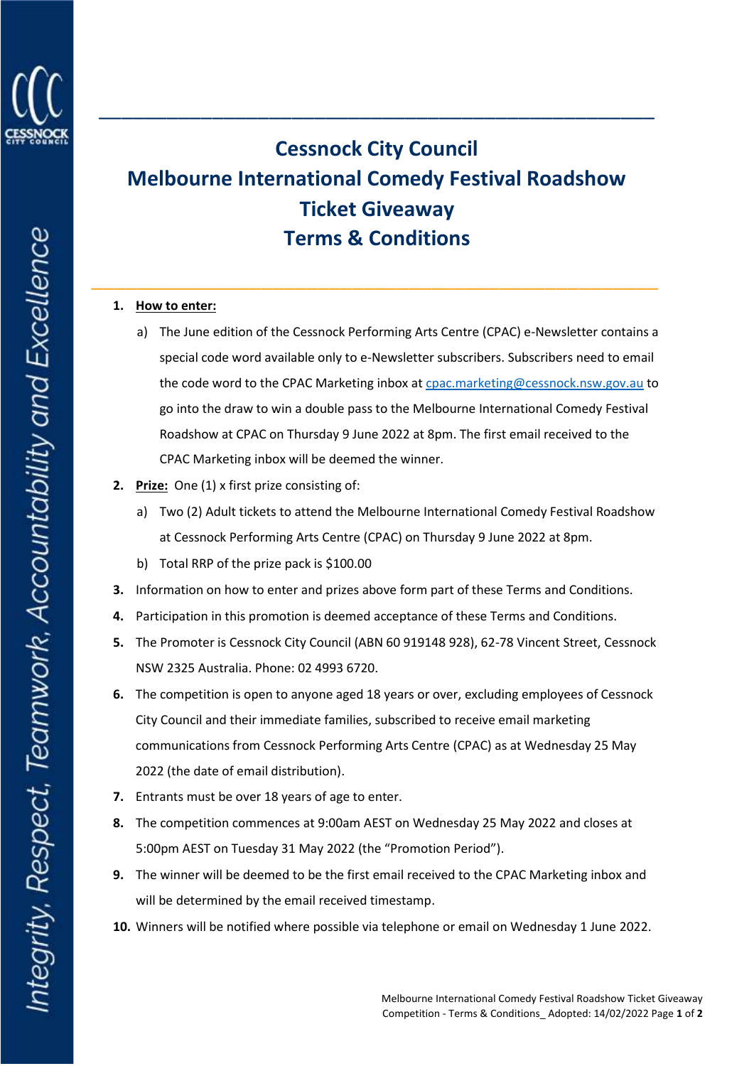# Cessnock City Council
# Melbourne International Comedy Festival Roadshow
# Ticket Giveaway
# Terms & Conditions

1. **How to enter:**
   a) The June edition of the Cessnock Performing Arts Centre (CPAC) e-Newsletter contains a special code word available only to e-Newsletter subscribers. Subscribers need to email the code word to the CPAC Marketing inbox at cpac.marketing@cessnock.nsw.gov.au to go into the draw to win a double pass to the Melbourne International Comedy Festival Roadshow at CPAC on Thursday 9 June 2022 at 8pm. The first email received to the CPAC Marketing inbox will be deemed the winner.
2. **Prize:** One (1) x first prize consisting of:
   a) Two (2) Adult tickets to attend the Melbourne International Comedy Festival Roadshow at Cessnock Performing Arts Centre (CPAC) on Thursday 9 June 2022 at 8pm.
   b) Total RRP of the prize pack is $100.00
3. Information on how to enter and prizes above form part of these Terms and Conditions.
4. Participation in this promotion is deemed acceptance of these Terms and Conditions.
5. The Promoter is Cessnock City Council (ABN 60 919148 928), 62-78 Vincent Street, Cessnock NSW 2325 Australia. Phone: 02 4993 6720.
6. The competition is open to anyone aged 18 years or over, excluding employees of Cessnock City Council and their immediate families, subscribed to receive email marketing communications from Cessnock Performing Arts Centre (CPAC) as at Wednesday 25 May 2022 (the date of email distribution).
7. Entrants must be over 18 years of age to enter.
8. The competition commences at 9:00am AEST on Wednesday 25 May 2022 and closes at 5:00pm AEST on Tuesday 31 May 2022 (the "Promotion Period").
9. The winner will be deemed to be the first email received to the CPAC Marketing inbox and will be determined by the email received timestamp.
10. Winners will be notified where possible via telephone or email on Wednesday 1 June 2022.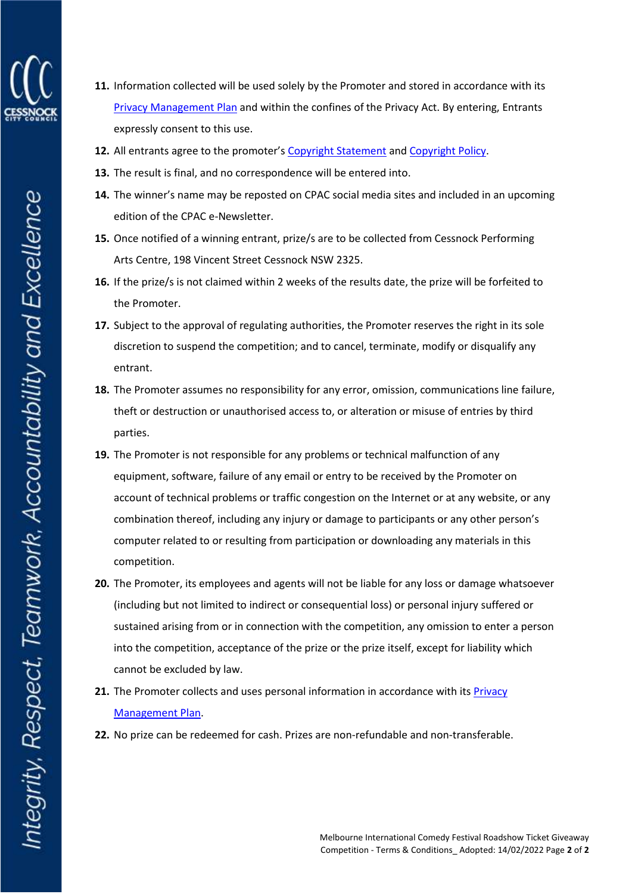11. Information collected will be used solely by the Promoter and stored in accordance with its Privacy Management Plan and within the confines of the Privacy Act. By entering, Entrants expressly consent to this use.
12. All entrants agree to the promoter's Copyright Statement and Copyright Policy.
13. The result is final, and no correspondence will be entered into.
14. The winner's name may be reposted on CPAC social media sites and included in an upcoming edition of the CPAC e-Newsletter.
15. Once notified of a winning entrant, prize/s are to be collected from Cessnock Performing Arts Centre, 198 Vincent Street Cessnock NSW 2325.
16. If the prize/s is not claimed within 2 weeks of the results date, the prize will be forfeited to the Promoter.
17. Subject to the approval of regulating authorities, the Promoter reserves the right in its sole discretion to suspend the competition; and to cancel, terminate, modify or disqualify any entrant.
18. The Promoter assumes no responsibility for any error, omission, communications line failure, theft or destruction or unauthorised access to, or alteration or misuse of entries by third parties.
19. The Promoter is not responsible for any problems or technical malfunction of any equipment, software, failure of any email or entry to be received by the Promoter on account of technical problems or traffic congestion on the Internet or at any website, or any combination thereof, including any injury or damage to participants or any other person's computer related to or resulting from participation or downloading any materials in this competition.
20. The Promoter, its employees and agents will not be liable for any loss or damage whatsoever (including but not limited to indirect or consequential loss) or personal injury suffered or sustained arising from or in connection with the competition, any omission to enter a person into the competition, acceptance of the prize or the prize itself, except for liability which cannot be excluded by law.
21. The Promoter collects and uses personal information in accordance with its Privacy Management Plan.
22. No prize can be redeemed for cash. Prizes are non-refundable and non-transferable.